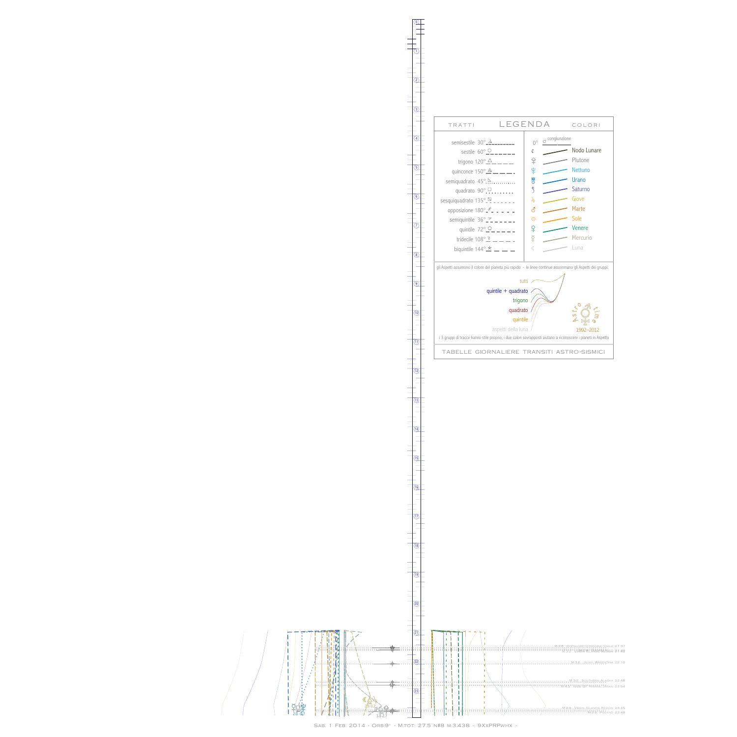## LEGENDA

TRATTI

- semisestile 30°
- sestile 60°
- trigono 120°
- quinconce 150°
- semiquadrato 45°
- quadrato 90°
- sesquiquadrato 135°
- opposizione 180°
- semiquintile 36°
- quintile 72°
- tridecile 108°
- biquintile 144°

COLORI

- 0° congiunzione
- Nodo Lunare
- Plutone
- Nettuno
- Urano
- Saturno
- Giove
- Marte
- Sole
- Venere
- Mercurio
- Luna

gli Aspetti assumono il colore del pianeta più rapido - le linee continue assommano gli Aspetti dei gruppi:

- tutti
- quintile + quadrato
- trigono
- quadrato
- quintile
- aspetti della luna

Astro time 1992–2012

i 3 gruppi di tracce hanno stile proprio; i due colori sovrapposti aiutano a riconoscere i pianeti in Aspetto

TABELLE GIORNALIERE TRANSITI ASTRO-SISMICI

M:3.8 . Offshore O'Higgins, Chile 21:37
M:2.7 . Unimak Island Region 21:42
M:3.6 . Jujuy, Argentina 22:10
M:3.2 . Southern Alaska 22:48
M:4.5 . Near of Honshu, Japan 22:54
M:2.9 . Virgin Islands Region 23:45
M:3.5 . Poland 23:48

Sab. 1 Feb. 2014 - Orb:9° - M.tot: 27.5 n#8 m:3.438 -: 9XxPRPwhx :-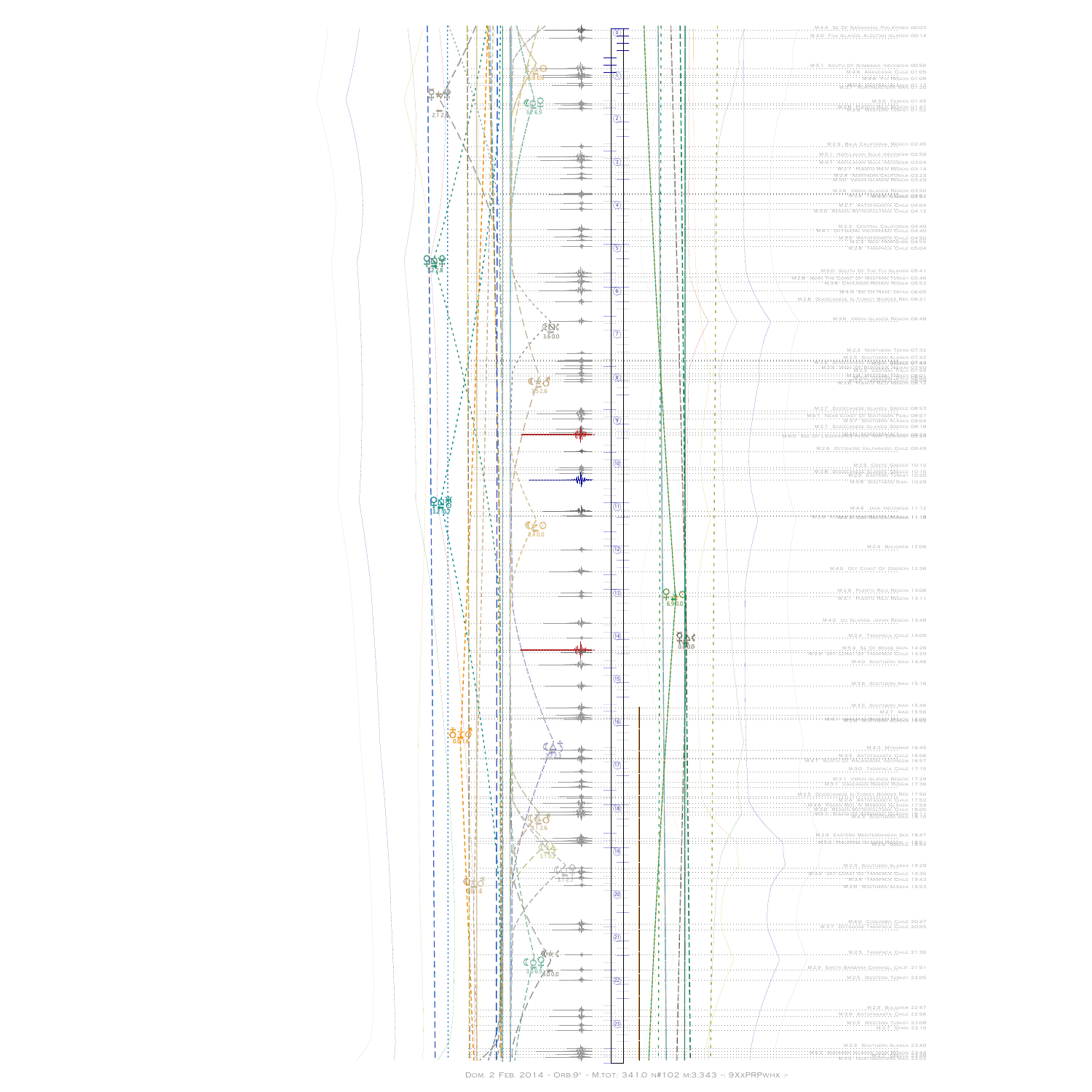M.4.4 SE of Sarangani Philippines 00:03
M.4.0 Fox Islands Aleutian Islands 00:14
M.5.1 South of Sumbawa Indonesia 00:56
M.4.6 Araucania Chile 01:05
M.4.4 Fiji Region 01:08
M.3.5 Taiwan 01:45
M.2.8 Baja California Mexico 02:45
M.5.1 Kepulauan Sula Indonesia 02:59
M.2.7 Hawaii Region 03:14
M.2.8 Virgin Islands Region 03:50
M.2.7 Antofagasta Chile 04:04
M.2.3 Central California 04:40
M.2.6 Tarapaca Chile 05:04
M.5.0 South of the Fiji Islands 05:41
M.3.8 Near the Coast of Western Turkey 05:46
M.4.9 SW of Izu Japan 06:05
M.3.8 Dodecanese Is-Turkey Border Reg 06:21
M.3.6 Virgin Islands Region 06:46
M.2.5 Northern Texas 07:32
M.2.7 Dodecanese Islands Greece 08:53
M.5.1 Near Coast of Southern Peru 08:57
M.3.7 Southern Alaska 09:04
M.2.7 Dodecanese Islands Greece 09:18
M.2.6 Offshore Valparaiso Chile 09:49
M.2.5 Crete Greece 10:12
M.3.8 Southern Iran 10:29
M.4.6 Java Indonesia 11:12
M.2.4 Bulgaria 12:06
M.4.0 Off Coast of Oregon 12:36
M.2.9 Puerto Rico Region 13:06
M.4.5 Izu Islands Japan Region 13:48
M.2.4 Tarapaca Chile 14:09
M.5.4 SE of Minab Iran 14:26
M.2.9 Off Coast of Tarapaca Chile 14:29
M.4.0 Southern Iran 14:46
M.3.6 Southern Iran 15:16
M.3.5 Southern Iran 15:46
M.2.7 Iraq 15:56
M.4.3 Myanmar 16:45
M.3.5 Antofagasta Chile 16:56
M.3.0 Tarapaca Chile 17:15
M.3.1 Virgin Islands Region 17:29
M.2.5 Dodecanese Is-Turkey Border Reg 17:50
M.4.3 Southern Iran 18:10
M.2.9 Eastern Mediterranean Sea 18:47
M.2.9 Greece 18:54
M.2.3 Southern Alaska 19:29
M.2.9 Off Coast of Tarapaca Chile 19:35
M.2.6 Tarapaca Chile 19:43
M.2.6 Southern Alaska 19:53
M.4.0 Coquimbo Chile 20:47
M.3.7 Offshore Tarapaca Chile 20:55
M.2.5 Tarapaca Chile 21:30
M.2.9 Santa Barbara Channel Calif. 21:51
M.2.5 Western Turkey 22:05
M.2.9 Bulgaria 22:47
M.3.9 Antofagasta Chile 22:56
M.2.5 Western Turkey 23:08
M.2.7 Spain 23:15
M.2.4 Southern Alaska 23:40

Dom. 2 Feb. 2014 - Orb:9° - M.tot: 341.0 n#102 m:3.343 -: 9XxPRPwhx :-